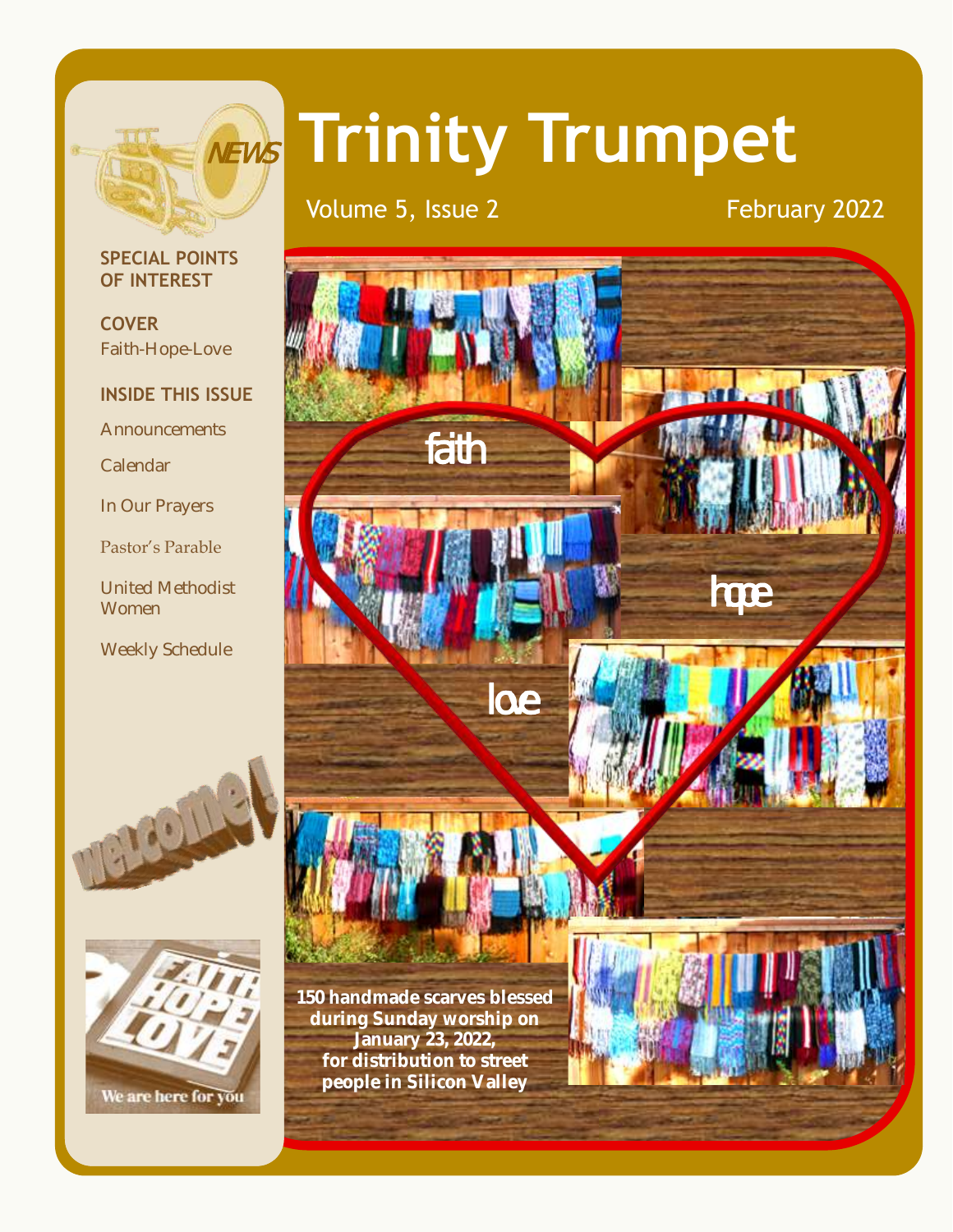# Trinity Trumpet

Volume 5, Issue 2

February 2022

**SPECIAL POINTS OF INTEREST**

**COVER**

Faith-Hope-Love

**INSIDE THIS ISSUE**

Announcements

Calendar

In Our Prayers

Pastor's Parable

United Methodist Women

Weekly Schedule

faith

hope

love

**150 handmade scarves blessed during Sunday worship on January 23, 2022, for distribution to street people in Silicon Valley**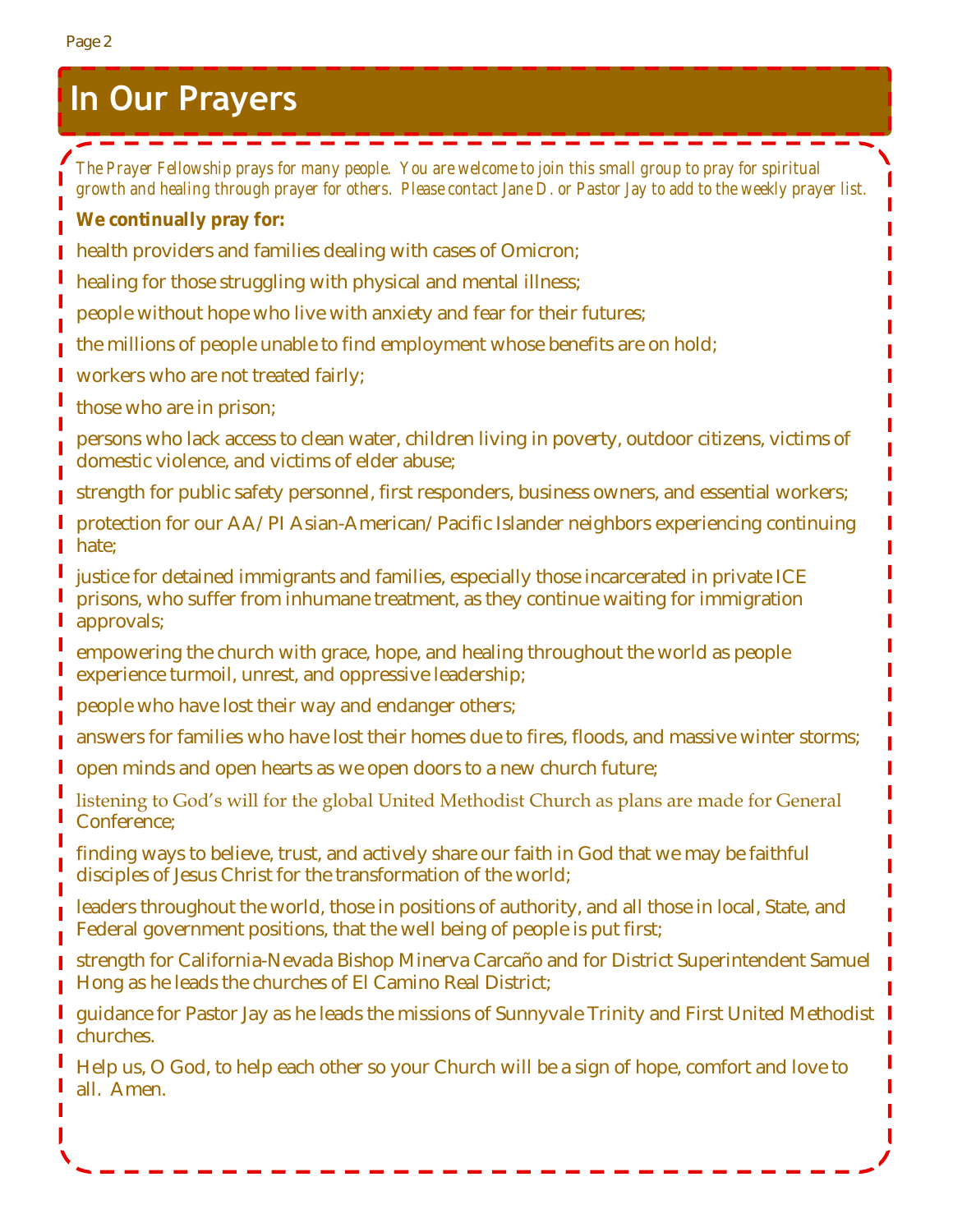# In Our Prayers

*The Prayer Fellowship prays for many people. You are welcome to join this small group to pray for spiritual growth and healing through prayer for others. Please contact Jane D. or Pastor Jay to add to the weekly prayer list.*

**We continually pray for:**

health providers and families dealing with cases of Omicron;

healing for those struggling with physical and mental illness;

people without hope who live with anxiety and fear for their futures;

the millions of people unable to find employment whose benefits are on hold;

workers who are not treated fairly;

those who are in prison;

persons who lack access to clean water, children living in poverty, outdoor citizens, victims of domestic violence, and victims of elder abuse;

strength for public safety personnel, first responders, business owners, and essential workers;

protection for our AA/PI Asian-American/Pacific Islander neighbors experiencing continuing hate;

justice for detained immigrants and families, especially those incarcerated in private ICE prisons, who suffer from inhumane treatment, as they continue waiting for immigration approvals;

empowering the church with grace, hope, and healing throughout the world as people experience turmoil, unrest, and oppressive leadership;

people who have lost their way and endanger others;

answers for families who have lost their homes due to fires, floods, and massive winter storms;

open minds and open hearts as we open doors to a new church future;

listening to God's will for the global United Methodist Church as plans are made for General Conference;

finding ways to believe, trust, and actively share our faith in God that we may be faithful disciples of Jesus Christ for the transformation of the world;

leaders throughout the world, those in positions of authority, and all those in local, State, and Federal government positions, that the well being of people is put first;

strength for California-Nevada Bishop Minerva Carcaño and for District Superintendent Samuel Hong as he leads the churches of El Camino Real District;

guidance for Pastor Jay as he leads the missions of Sunnyvale Trinity and First United Methodist churches.

Help us, O God, to help each other so your Church will be a sign of hope, comfort and love to all. Amen.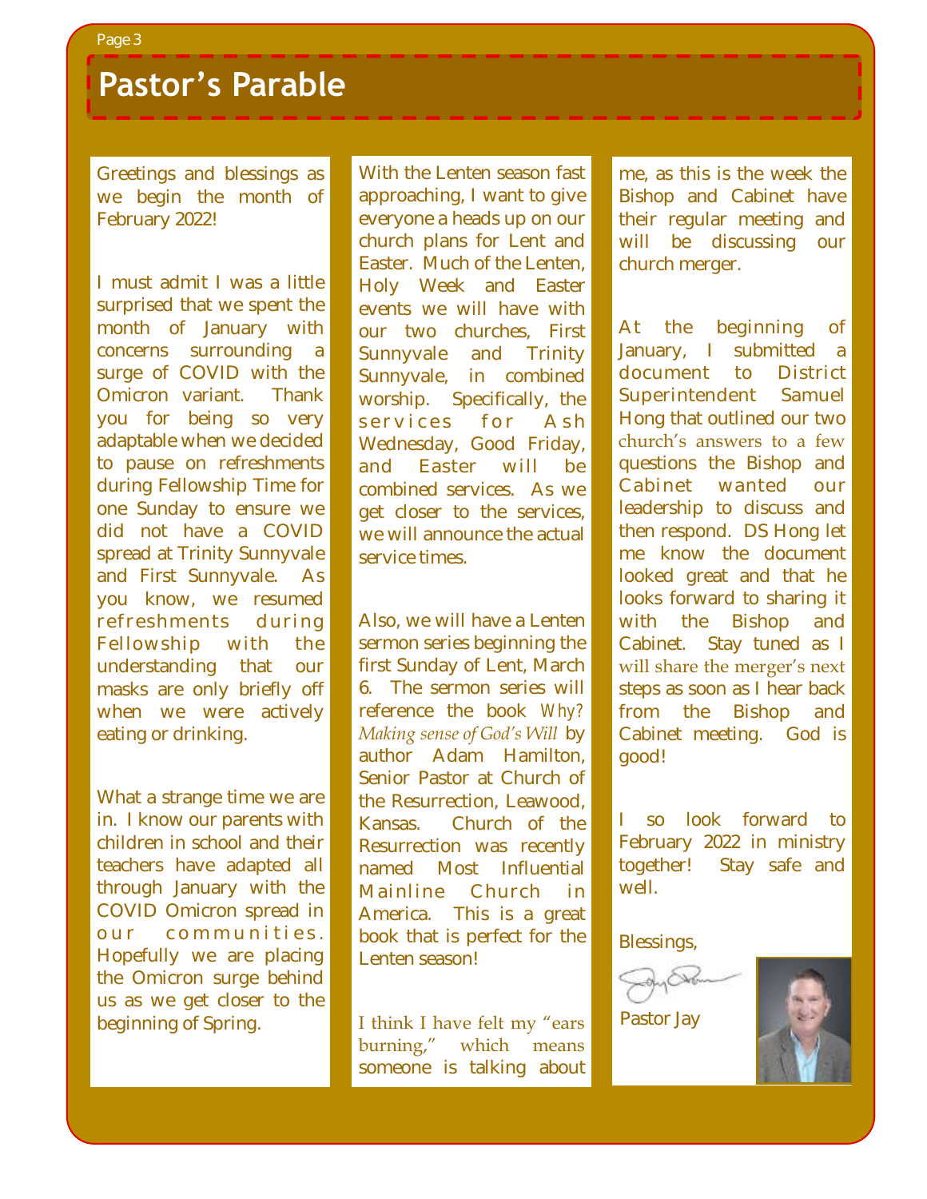# Pastor's Parable

Greetings and blessings as we begin the month of February 2022!

I must admit I was a little surprised that we spent the month of January with concerns surrounding a surge of COVID with the Omicron variant. Thank you for being so very adaptable when we decided to pause on refreshments during Fellowship Time for one Sunday to ensure we did not have a COVID spread at Trinity Sunnyvale and First Sunnyvale. As you know, we resumed refreshments during Fellowship with the understanding that our masks are only briefly off when we were actively eating or drinking.

What a strange time we are in. I know our parents with children in school and their teachers have adapted all through January with the COVID Omicron spread in our communities. Hopefully we are placing the Omicron surge behind us as we get closer to the beginning of Spring.

With the Lenten season fast approaching, I want to give everyone a heads up on our church plans for Lent and Easter. Much of the Lenten, Holy Week and Easter events we will have with our two churches, First Sunnyvale and Trinity Sunnyvale, in combined worship. Specifically, the services for Ash Wednesday, Good Friday, and Easter will be combined services. As we get closer to the services, we will announce the actual service times.

Also, we will have a Lenten sermon series beginning the first Sunday of Lent, March 6. The sermon series will reference the book *Why? Making sense of God's Will* by author Adam Hamilton, Senior Pastor at Church of the Resurrection, Leawood, Kansas. Church of the Resurrection was recently named Most Influential Mainline Church in America. This is a great book that is perfect for the Lenten season!

I think I have felt my "ears burning," which means someone is talking about me, as this is the week the Bishop and Cabinet have their regular meeting and will be discussing our church merger.

At the beginning of January, I submitted a document to District Superintendent Samuel Hong that outlined our two church's answers to a few questions the Bishop and Cabinet wanted our leadership to discuss and then respond. DS Hong let me know the document looked great and that he looks forward to sharing it with the Bishop and Cabinet. Stay tuned as I will share the merger's next steps as soon as I hear back from the Bishop and Cabinet meeting. God is good!

I so look forward to February 2022 in ministry together! Stay safe and well.

Blessings,

Pastor Jay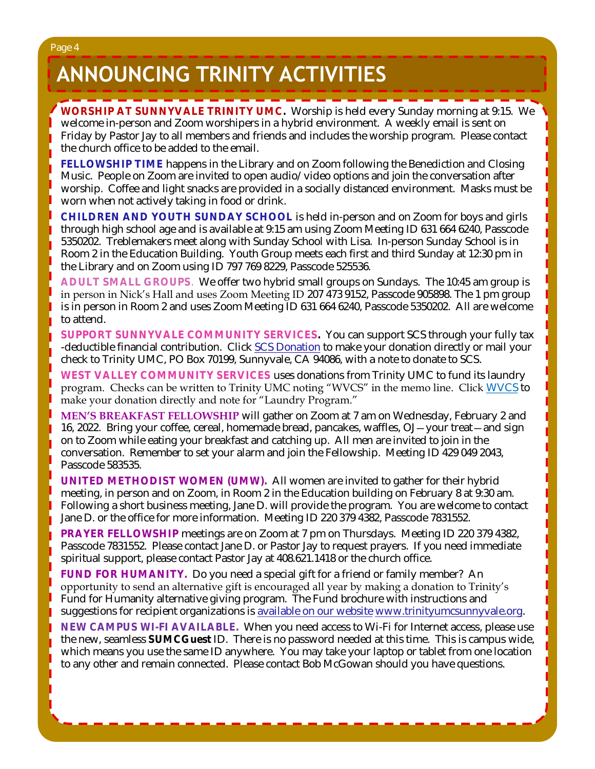# ANNOUNCING TRINITY ACTIVITIES

**WORSHIP AT SUNNYVALE TRINITY UMC.** Worship is held every Sunday morning at 9:15. We welcome in-person and Zoom worshipers in a hybrid environment. A weekly email is sent on Friday by Pastor Jay to all members and friends and includes the worship program. Please contact the church office to be added to the email.

**FELLOWSHIP TIME** happens in the Library and on Zoom following the Benediction and Closing Music. People on Zoom are invited to open audio/video options and join the conversation after worship. Coffee and light snacks are provided in a socially distanced environment. Masks must be worn when not actively taking in food or drink.

**CHILDREN AND YOUTH SUNDAY SCHOOL** is held in-person and on Zoom for boys and girls through high school age and is available at 9:15 am using Zoom Meeting ID 631 664 6240, Passcode 5350202. Treblemakers meet along with Sunday School with Lisa. In-person Sunday School is in Room 2 in the Education Building. Youth Group meets each first and third Sunday at 12:30 pm in the Library and on Zoom using ID 797 769 8229, Passcode 525536.

**ADULT SMALL GROUPS**. We offer two hybrid small groups on Sundays. The 10:45 am group is in person in Nick's Hall and uses Zoom Meeting ID 207 473 9152, Passcode 905898. The 1 pm group is in person in Room 2 and uses Zoom Meeting ID 631 664 6240, Passcode 5350202. All are welcome to attend.

**SUPPORT SUNNYVALE COMMUNITY SERVICES.** You can support SCS through your fully tax-deductible financial contribution. Click SCS Donation to make your donation directly or mail your check to Trinity UMC, PO Box 70199, Sunnyvale, CA 94086, with a note to donate to SCS.

**WEST VALLEY COMMUNITY SERVICES** uses donations from Trinity UMC to fund its laundry program. Checks can be written to Trinity UMC noting "WVCS" in the memo line. Click WVCS to make your donation directly and note for "Laundry Program."

**MEN'S BREAKFAST FELLOWSHIP** will gather on Zoom at 7 am on Wednesday, February 2 and 16, 2022. Bring your coffee, cereal, homemade bread, pancakes, waffles, OJ—your treat—and sign on to Zoom while eating your breakfast and catching up. All men are invited to join in the conversation. Remember to set your alarm and join the Fellowship. Meeting ID 429 049 2043, Passcode 583535.

**UNITED METHODIST WOMEN (UMW).** All women are invited to gather for their hybrid meeting, in person and on Zoom, in Room 2 in the Education building on February 8 at 9:30 am. Following a short business meeting, Jane D. will provide the program. You are welcome to contact Jane D. or the office for more information. Meeting ID 220 379 4382, Passcode 7831552.

**PRAYER FELLOWSHIP** meetings are on Zoom at 7 pm on Thursdays. Meeting ID 220 379 4382, Passcode 7831552. Please contact Jane D. or Pastor Jay to request prayers. If you need immediate spiritual support, please contact Pastor Jay at 408.621.1418 or the church office.

**FUND FOR HUMANITY.** Do you need a special gift for a friend or family member? An opportunity to send an alternative gift is encouraged all year by making a donation to Trinity's Fund for Humanity alternative giving program. The Fund brochure with instructions and suggestions for recipient organizations is available on our website www.trinityumcsunnyvale.org.

**NEW CAMPUS WI-FI AVAILABLE.** When you need access to Wi-Fi for Internet access, please use the new, seamless **SUMCGuest** ID. There is no password needed at this time. This is campus wide, which means you use the same ID anywhere. You may take your laptop or tablet from one location to any other and remain connected. Please contact Bob McGowan should you have questions.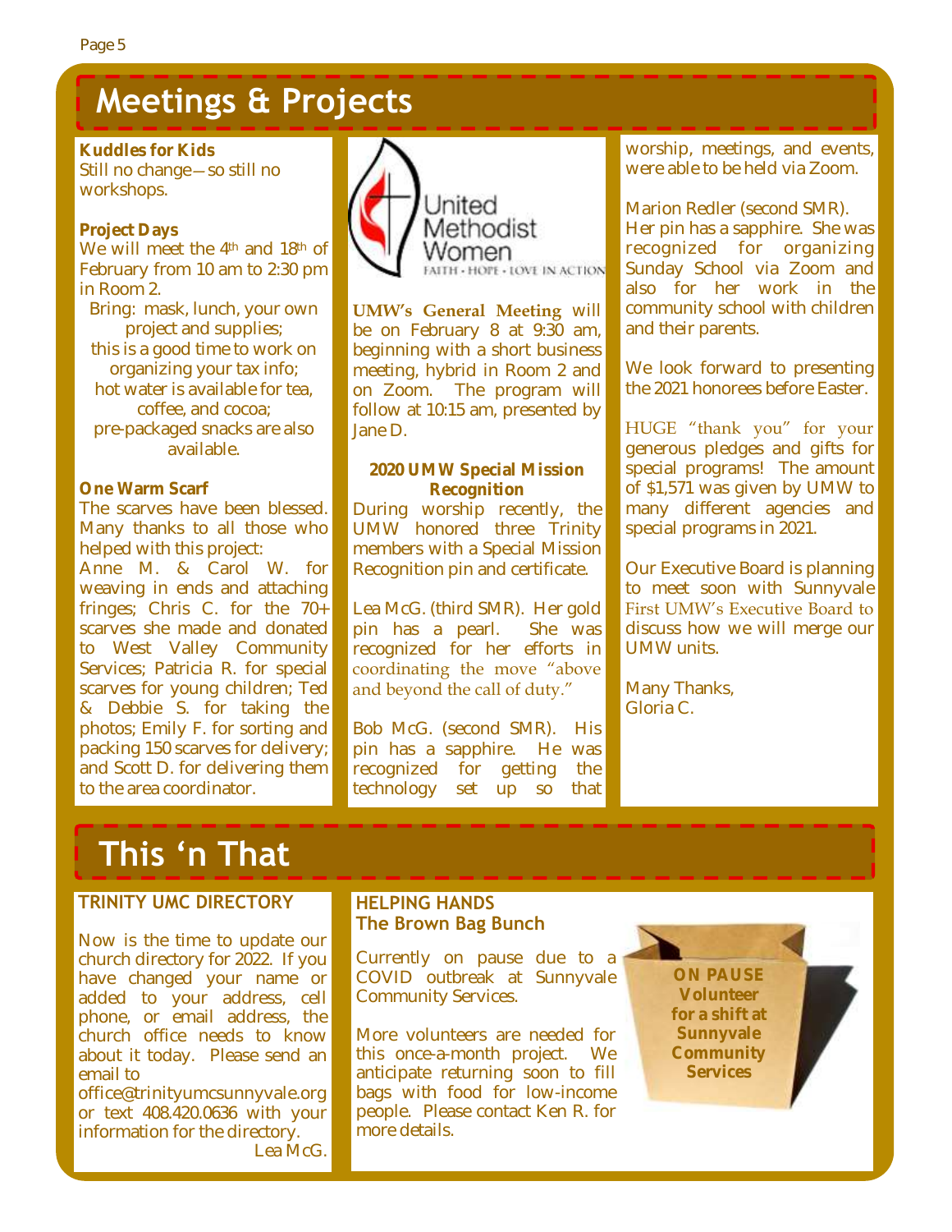# Meetings & Projects

**Kuddles for Kids**
Still no change—so still no workshops.

**Project Days**
We will meet the 4th and 18th of February from 10 am to 2:30 pm in Room 2.

Bring: mask, lunch, your own project and supplies;
this is a good time to work on organizing your tax info;
hot water is available for tea, coffee, and cocoa;
pre-packaged snacks are also available.

**One Warm Scarf**
The scarves have been blessed. Many thanks to all those who helped with this project:
Anne M. & Carol W. for weaving in ends and attaching fringes; Chris C. for the 70+ scarves she made and donated to West Valley Community Services; Patricia R. for special scarves for young children; Ted & Debbie S. for taking the photos; Emily F. for sorting and packing 150 scarves for delivery; and Scott D. for delivering them to the area coordinator.

United Methodist Women
FAITH • HOPE • LOVE IN ACTION

**UMW's General Meeting** will be on February 8 at 9:30 am, beginning with a short business meeting, hybrid in Room 2 and on Zoom. The program will follow at 10:15 am, presented by Jane D.

**2020 UMW Special Mission Recognition**
During worship recently, the UMW honored three Trinity members with a Special Mission Recognition pin and certificate.

Lea McG. (third SMR). Her gold pin has a pearl. She was recognized for her efforts in coordinating the move "above and beyond the call of duty."

Bob McG. (second SMR). His pin has a sapphire. He was recognized for getting the technology set up so that worship, meetings, and events, were able to be held via Zoom.

Marion Redler (second SMR). Her pin has a sapphire. She was recognized for organizing Sunday School via Zoom and also for her work in the community school with children and their parents.

We look forward to presenting the 2021 honorees before Easter.

HUGE "thank you" for your generous pledges and gifts for special programs! The amount of $1,571 was given by UMW to many different agencies and special programs in 2021.

Our Executive Board is planning to meet soon with Sunnyvale First UMW's Executive Board to discuss how we will merge our UMW units.

Many Thanks,
Gloria C.

# This 'n That

**TRINITY UMC DIRECTORY**

Now is the time to update our church directory for 2022. If you have changed your name or added to your address, cell phone, or email address, the church office needs to know about it today. Please send an email to office@trinityumcsunnyvale.org or text 408.420.0636 with your information for the directory.

Lea McG.

**HELPING HANDS**
**The Brown Bag Bunch**

Currently on pause due to a COVID outbreak at Sunnyvale Community Services.

More volunteers are needed for this once-a-month project. We anticipate returning soon to fill bags with food for low-income people. Please contact Ken R. for more details.

**ON PAUSE**
**Volunteer for a shift at Sunnyvale Community Services**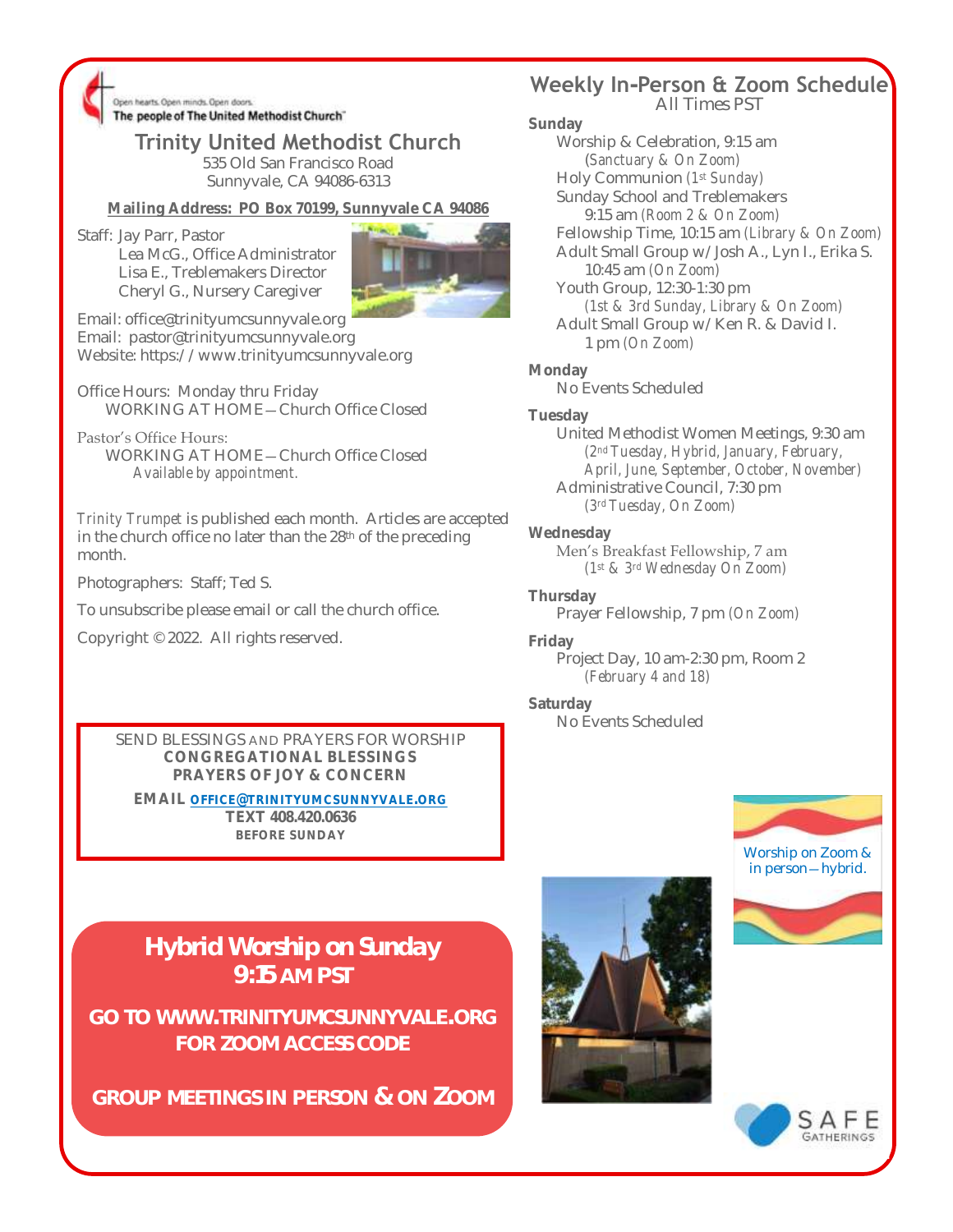Open hearts. Open minds. Open doors.
The people of The United Methodist Church™

## Trinity United Methodist Church

535 Old San Francisco Road
Sunnyvale, CA 94086-6313

**Mailing Address: PO Box 70199, Sunnyvale CA 94086**

Staff: Jay Parr, Pastor
Lea McG., Office Administrator
Lisa E., Treblemakers Director
Cheryl G., Nursery Caregiver

Email: office@trinityumcsunnyvale.org
Email: pastor@trinityumcsunnyvale.org
Website: https://www.trinityumcsunnyvale.org

Office Hours: Monday thru Friday
WORKING AT HOME—Church Office Closed

Pastor's Office Hours:
WORKING AT HOME—Church Office Closed
*Available by appointment.*

*Trinity Trumpet* is published each month. Articles are accepted in the church office no later than the 28th of the preceding month.

Photographers: Staff; Ted S.

To unsubscribe please email or call the church office.

Copyright © 2022. All rights reserved.

SEND BLESSINGS AND PRAYERS FOR WORSHIP
**CONGREGATIONAL BLESSINGS**
**PRAYERS OF JOY & CONCERN**
**EMAIL OFFICE@TRINITYUMCSUNNYVALE.ORG**
**TEXT 408.420.0636**
**BEFORE SUNDAY**

## Hybrid Worship on Sunday 9:15 AM PST

**GO TO WWW.TRINITYUMCSUNNYVALE.ORG FOR ZOOM ACCESS CODE**

**GROUP MEETINGS IN PERSON & ON ZOOM**

## Weekly In-Person & Zoom Schedule

All Times PST

**Sunday**
- Worship & Celebration, 9:15 am *(Sanctuary & On Zoom)*
- Holy Communion *(1st Sunday)*
- Sunday School and Treblemakers 9:15 am *(Room 2 & On Zoom)*
- Fellowship Time, 10:15 am *(Library & On Zoom)*
- Adult Small Group w/ Josh A., Lyn I., Erika S. 10:45 am *(On Zoom)*
- Youth Group, 12:30-1:30 pm *(1st & 3rd Sunday, Library & On Zoom)*
- Adult Small Group w/ Ken R. & David I. 1 pm *(On Zoom)*

**Monday**
- No Events Scheduled

**Tuesday**
- United Methodist Women Meetings, 9:30 am *(2nd Tuesday, Hybrid, January, February, April, June, September, October, November)*
- Administrative Council, 7:30 pm *(3rd Tuesday, On Zoom)*

**Wednesday**
- Men's Breakfast Fellowship, 7 am *(1st & 3rd Wednesday On Zoom)*

**Thursday**
- Prayer Fellowship, 7 pm *(On Zoom)*

**Friday**
- Project Day, 10 am-2:30 pm, Room 2 *(February 4 and 18)*

**Saturday**
- No Events Scheduled

Worship on Zoom & in person—hybrid.

SAFE GATHERINGS